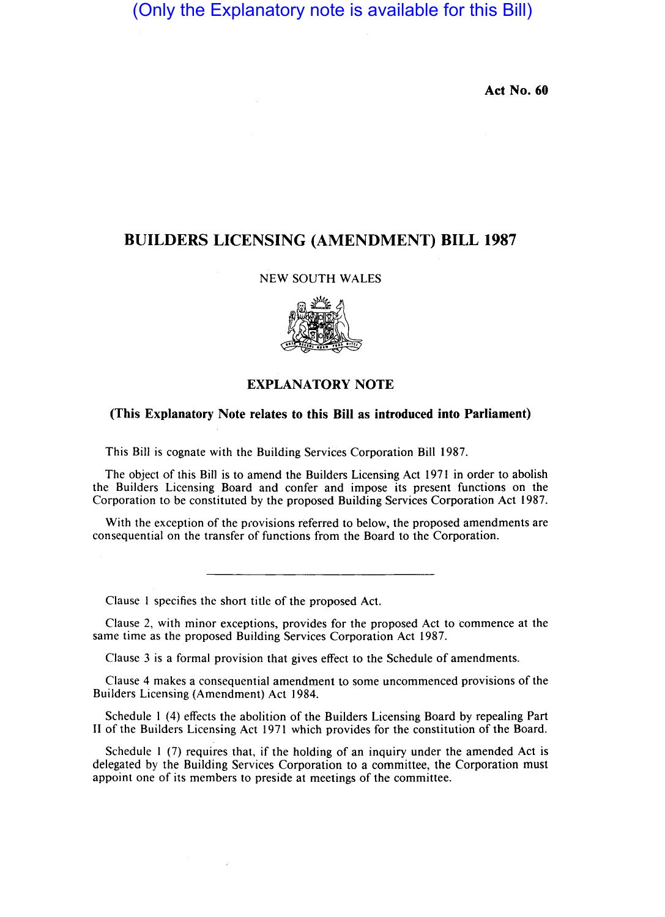(Only the Explanatory note is available for this Bill)

**Act No. 60**

# BUILDERS LICENSING (AMENDMENT) BILL 1987

NEW SOUTH WALES

## EXPLANATORY NOTE

### (This Explanatory Note relates to this Bill as introduced into Parliament)

This Bill is cognate with the Building Services Corporation Bill 1987.

The object of this Bill is to amend the Builders Licensing Act 1971 in order to abolish the Builders Licensing Board and confer and impose its present functions on the Corporation to be constituted by the proposed Building Services Corporation Act 1987.

With the exception of the provisions referred to below, the proposed amendments are consequential on the transfer of functions from the Board to the Corporation.

---

Clause 1 specifies the short title of the proposed Act.

Clause 2, with minor exceptions, provides for the proposed Act to commence at the same time as the proposed Building Services Corporation Act 1987.

Clause 3 is a formal provision that gives effect to the Schedule of amendments.

Clause 4 makes a consequential amendment to some uncommenced provisions of the Builders Licensing (Amendment) Act 1984.

Schedule 1 (4) effects the abolition of the Builders Licensing Board by repealing Part II of the Builders Licensing Act 1971 which provides for the constitution of the Board.

Schedule 1 (7) requires that, if the holding of an inquiry under the amended Act is delegated by the Building Services Corporation to a committee, the Corporation must appoint one of its members to preside at meetings of the committee.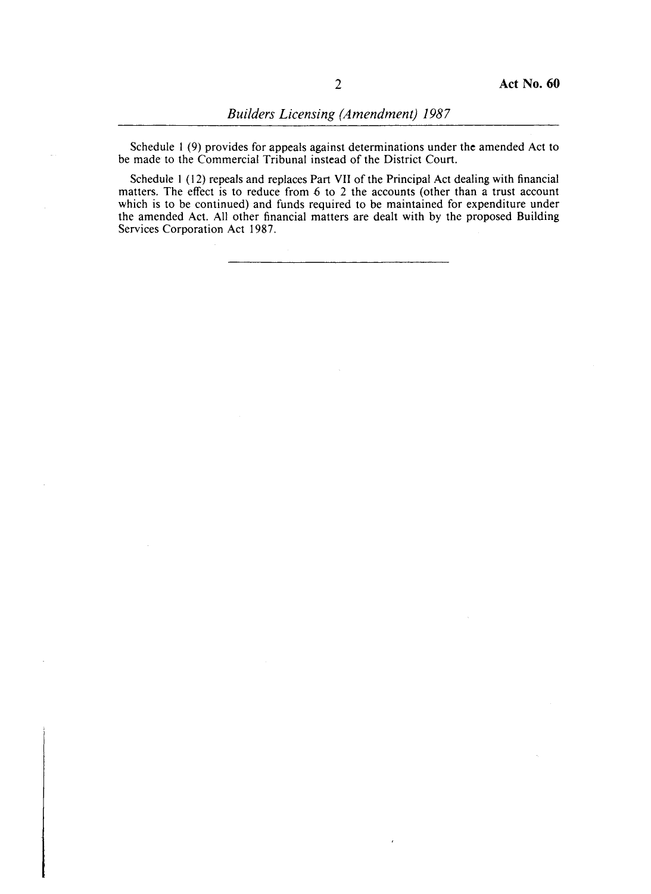Schedule 1 (9) provides for appeals against determinations under the amended Act to be made to the Commercial Tribunal instead of the District Court.

Schedule 1 (12) repeals and replaces Part VII of the Principal Act dealing with financial matters. The effect is to reduce from 6 to 2 the accounts (other than a trust account which is to be continued) and funds required to be maintained for expenditure under the amended Act. All other financial matters are dealt with by the proposed Building Services Corporation Act 1987.